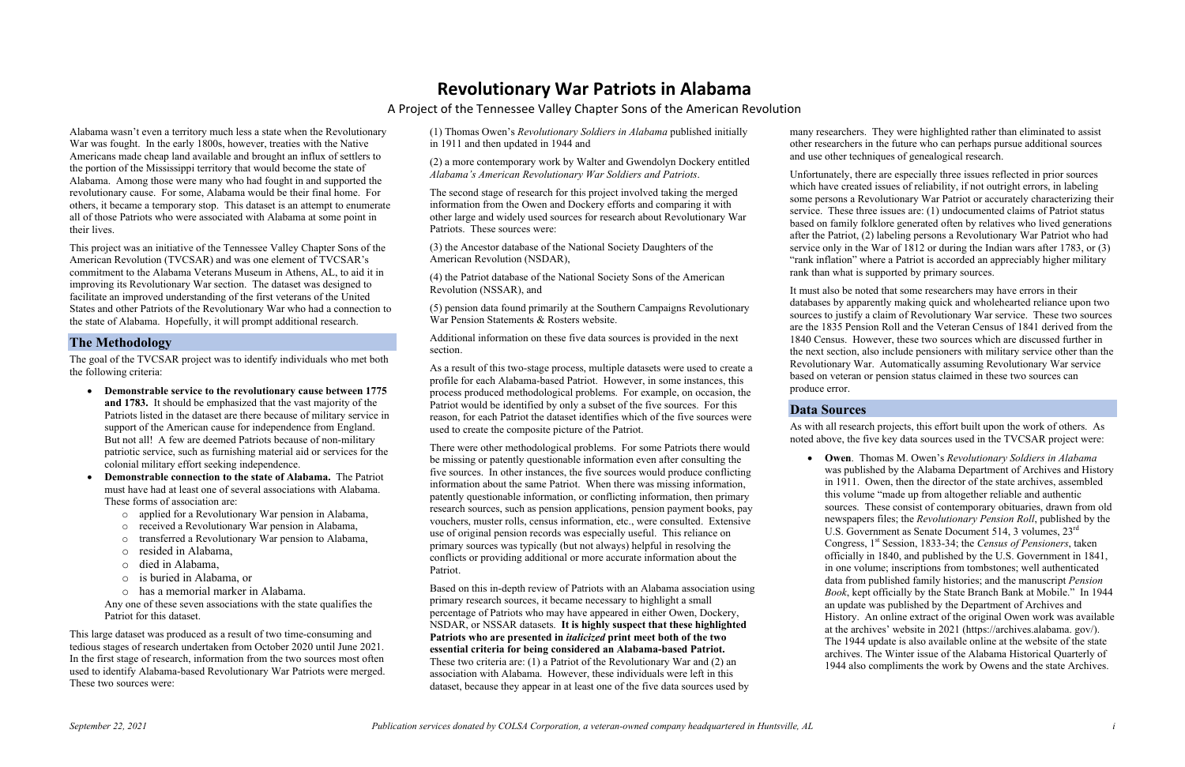# Revolutionary War Patriots in Alabama

A Project of the Tennessee Valley Chapter Sons of the American Revolution

Alabama wasn't even a territory much less a state when the Revolutionary War was fought. In the early 1800s, however, treaties with the Native Americans made cheap land available and brought an influx of settlers to the portion of the Mississippi territory that would become the state of Alabama. Among those were many who had fought in and supported the revolutionary cause. For some, Alabama would be their final home. For others, it became a temporary stop. This dataset is an attempt to enumerate all of those Patriots who were associated with Alabama at some point in their lives.

This project was an initiative of the Tennessee Valley Chapter Sons of the American Revolution (TVCSAR) and was one element of TVCSAR's commitment to the Alabama Veterans Museum in Athens, AL, to aid it in improving its Revolutionary War section. The dataset was designed to facilitate an improved understanding of the first veterans of the United States and other Patriots of the Revolutionary War who had a connection to the state of Alabama. Hopefully, it will prompt additional research.

## The Methodology

The goal of the TVCSAR project was to identify individuals who met both the following criteria:

- **Demonstrable service to the revolutionary cause between 1775 and 1783.** It should be emphasized that the vast majority of the Patriots listed in the dataset are there because of military service in support of the American cause for independence from England. But not all! A few are deemed Patriots because of non-military patriotic service, such as furnishing material aid or services for the colonial military effort seeking independence.
- **Demonstrable connection to the state of Alabama.** The Patriot must have had at least one of several associations with Alabama. These forms of association are:
  - applied for a Revolutionary War pension in Alabama,
  - received a Revolutionary War pension in Alabama,
  - transferred a Revolutionary War pension to Alabama,
  - resided in Alabama,
  - died in Alabama,
  - is buried in Alabama, or
  - has a memorial marker in Alabama.

  Any one of these seven associations with the state qualifies the Patriot for this dataset.

This large dataset was produced as a result of two time-consuming and tedious stages of research undertaken from October 2020 until June 2021. In the first stage of research, information from the two sources most often used to identify Alabama-based Revolutionary War Patriots were merged. These two sources were:

(1) Thomas Owen's *Revolutionary Soldiers in Alabama* published initially in 1911 and then updated in 1944 and

(2) a more contemporary work by Walter and Gwendolyn Dockery entitled *Alabama's American Revolutionary War Soldiers and Patriots*.

The second stage of research for this project involved taking the merged information from the Owen and Dockery efforts and comparing it with other large and widely used sources for research about Revolutionary War Patriots. These sources were:

(3) the Ancestor database of the National Society Daughters of the American Revolution (NSDAR),

(4) the Patriot database of the National Society Sons of the American Revolution (NSSAR), and

(5) pension data found primarily at the Southern Campaigns Revolutionary War Pension Statements & Rosters website.

Additional information on these five data sources is provided in the next section.

As a result of this two-stage process, multiple datasets were used to create a profile for each Alabama-based Patriot. However, in some instances, this process produced methodological problems. For example, on occasion, the Patriot would be identified by only a subset of the five sources. For this reason, for each Patriot the dataset identifies which of the five sources were used to create the composite picture of the Patriot.

There were other methodological problems. For some Patriots there would be missing or patently questionable information even after consulting the five sources. In other instances, the five sources would produce conflicting information about the same Patriot. When there was missing information, patently questionable information, or conflicting information, then primary research sources, such as pension applications, pension payment books, pay vouchers, muster rolls, census information, etc., were consulted. Extensive use of original pension records was especially useful. This reliance on primary sources was typically (but not always) helpful in resolving the conflicts or providing additional or more accurate information about the Patriot.

Based on this in-depth review of Patriots with an Alabama association using primary research sources, it became necessary to highlight a small percentage of Patriots who may have appeared in either Owen, Dockery, NSDAR, or NSSAR datasets. **It is highly suspect that these highlighted Patriots who are presented in *italicized* print meet both of the two essential criteria for being considered an Alabama-based Patriot.** These two criteria are: (1) a Patriot of the Revolutionary War and (2) an association with Alabama. However, these individuals were left in this dataset, because they appear in at least one of the five data sources used by many researchers. They were highlighted rather than eliminated to assist other researchers in the future who can perhaps pursue additional sources and use other techniques of genealogical research.

Unfortunately, there are especially three issues reflected in prior sources which have created issues of reliability, if not outright errors, in labeling some persons a Revolutionary War Patriot or accurately characterizing their service. These three issues are: (1) undocumented claims of Patriot status based on family folklore generated often by relatives who lived generations after the Patriot, (2) labeling persons a Revolutionary War Patriot who had service only in the War of 1812 or during the Indian wars after 1783, or (3) "rank inflation" where a Patriot is accorded an appreciably higher military rank than what is supported by primary sources.

It must also be noted that some researchers may have errors in their databases by apparently making quick and wholehearted reliance upon two sources to justify a claim of Revolutionary War service. These two sources are the 1835 Pension Roll and the Veteran Census of 1841 derived from the 1840 Census. However, these two sources which are discussed further in the next section, also include pensioners with military service other than the Revolutionary War. Automatically assuming Revolutionary War service based on veteran or pension status claimed in these two sources can produce error.

## Data Sources

As with all research projects, this effort built upon the work of others. As noted above, the five key data sources used in the TVCSAR project were:

- **Owen**. Thomas M. Owen's *Revolutionary Soldiers in Alabama* was published by the Alabama Department of Archives and History in 1911. Owen, then the director of the state archives, assembled this volume "made up from altogether reliable and authentic sources. These consist of contemporary obituaries, drawn from old newspapers files; the *Revolutionary Pension Roll*, published by the U.S. Government as Senate Document 514, 3 volumes, 23rd Congress, 1st Session, 1833-34; the *Census of Pensioners*, taken officially in 1840, and published by the U.S. Government in 1841, in one volume; inscriptions from tombstones; well authenticated data from published family histories; and the manuscript *Pension Book*, kept officially by the State Branch Bank at Mobile." In 1944 an update was published by the Department of Archives and History. An online extract of the original Owen work was available at the archives' website in 2021 (https://archives.alabama. gov/). The 1944 update is also available online at the website of the state archives. The Winter issue of the Alabama Historical Quarterly of 1944 also compliments the work by Owens and the state Archives.

*September 22, 2021* *Publication services donated by COLSA Corporation, a veteran-owned company headquartered in Huntsville, AL*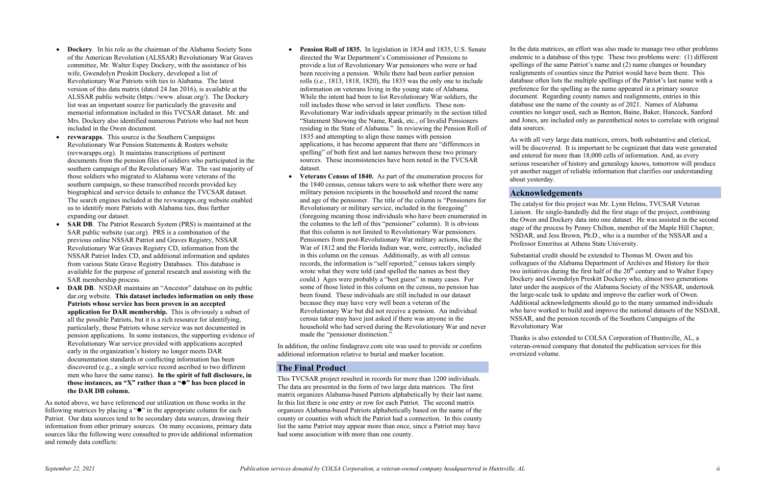- **Dockery**. In his role as the chairman of the Alabama Society Sons of the American Revolution (ALSSAR) Revolutionary War Graves committee, Mr. Walter Espey Dockery, with the assistance of his wife, Gwendolyn Preskitt Dockery, developed a list of Revolutionary War Patriots with ties to Alabama. The latest version of this data matrix (dated 24 Jan 2016), is available at the ALSSAR public website (https://www. alssar.org/). The Dockery list was an important source for particularly the gravesite and memorial information included in this TVCSAR dataset. Mr. and Mrs. Dockery also identified numerous Patriots who had not been included in the Owen document.
- **revwarapps**. This source is the Southern Campaigns Revolutionary War Pension Statements & Rosters website (revwarapps.org). It maintains transcriptions of pertinent documents from the pension files of soldiers who participated in the southern campaign of the Revolutionary War. The vast majority of those soldiers who migrated to Alabama were veterans of the southern campaign, so these transcribed records provided key biographical and service details to enhance the TVCSAR dataset. The search engines included at the revwarapps.org website enabled us to identify more Patriots with Alabama ties, thus further expanding our dataset.
- **SAR DB**. The Patriot Research System (PRS) is maintained at the SAR public website (sar.org). PRS is a combination of the previous online NSSAR Patriot and Graves Registry, NSSAR Revolutionary War Graves Registry CD, information from the NSSAR Patriot Index CD, and additional information and updates from various State Grave Registry Databases. This database is available for the purpose of general research and assisting with the SAR membership process.
- **DAR DB**. NSDAR maintains an "Ancestor" database on its public dar.org website. **This dataset includes information on only those Patriots whose service has been proven in an accepted application for DAR membership.** This is obviously a subset of all the possible Patriots, but it is a rich resource for identifying, particularly, those Patriots whose service was not documented in pension applications. In some instances, the supporting evidence of Revolutionary War service provided with applications accepted early in the organization's history no longer meets DAR documentation standards or conflicting information has been discovered (e.g., a single service record ascribed to two different men who have the same name). **In the spirit of full disclosure, in those instances, an "X" rather than a "●" has been placed in the DAR DB column.**

As noted above, we have referenced our utilization on those works in the following matrices by placing a "●" in the appropriate column for each Patriot. Our data sources tend to be secondary data sources, drawing their information from other primary sources. On many occasions, primary data sources like the following were consulted to provide additional information and remedy data conflicts:

- **Pension Roll of 1835.** In legislation in 1834 and 1835, U.S. Senate directed the War Department's Commissioner of Pensions to provide a list of Revolutionary War pensioners who were or had been receiving a pension. While there had been earlier pension rolls (i.e., 1813, 1818, 1820), the 1835 was the only one to include information on veterans living in the young state of Alabama. While the intent had been to list Revolutionary War soldiers, the roll includes those who served in later conflicts. These non-Revolutionary War individuals appear primarily in the section titled "Statement Showing the Name, Rank, etc., of Invalid Pensioners residing in the State of Alabama." In reviewing the Pension Roll of 1835 and attempting to align these names with pension applications, it has become apparent that there are "differences in spelling" of both first and last names between these two primary sources. These inconsistencies have been noted in the TVCSAR dataset.
- **Veterans Census of 1840.** As part of the enumeration process for the 1840 census, census takers were to ask whether there were any military pension recipients in the household and record the name and age of the pensioner. The title of the column is "Pensioners for Revolutionary or military service, included in the foregoing" (foregoing meaning those individuals who have been enumerated in the columns to the left of this "pensioner" column). It is obvious that this column is not limited to Revolutionary War pensioners. Pensioners from post-Revolutionary War military actions, like the War of 1812 and the Florida Indian war, were, correctly, included in this column on the census. Additionally, as with all census records, the information is "self reported;" census takers simply wrote what they were told (and spelled the names as best they could.) Ages were probably a "best guess" in many cases. For some of those listed in this column on the census, no pension has been found. These individuals are still included in our dataset because they may have very well been a veteran of the Revolutionary War but did not receive a pension. An individual census taker may have just asked if there was anyone in the household who had served during the Revolutionary War and never made the "pensioner distinction."

In addition, the online findagrave.com site was used to provide or confirm additional information relative to burial and marker location.

## The Final Product

This TVCSAR project resulted in records for more than 1200 individuals. The data are presented in the form of two large data matrices. The first matrix organizes Alabama-based Patriots alphabetically by their last name. In this list there is one entry or row for each Patriot. The second matrix organizes Alabama-based Patriots alphabetically based on the name of the county or counties with which the Patriot had a connection. In this county list the same Patriot may appear more than once, since a Patriot may have had some association with more than one county.

In the data matrices, an effort was also made to manage two other problems endemic to a database of this type. These two problems were: (1) different spellings of the same Patriot's name and (2) name changes or boundary realignments of counties since the Patriot would have been there. This database often lists the multiple spellings of the Patriot's last name with a preference for the spelling as the name appeared in a primary source document. Regarding county names and realignments, entries in this database use the name of the county as of 2021. Names of Alabama counties no longer used, such as Benton, Baine, Baker, Hancock, Sanford and Jones, are included only as parenthetical notes to correlate with original data sources.

As with all very large data matrices, errors, both substantive and clerical, will be discovered. It is important to be cognizant that data were generated and entered for more than 18,000 cells of information. And, as every serious researcher of history and genealogy knows, tomorrow will produce yet another nugget of reliable information that clarifies our understanding about yesterday.

## Acknowledgements

The catalyst for this project was Mr. Lynn Helms, TVCSAR Veteran Liaison. He single-handedly did the first stage of the project, combining the Owen and Dockery data into one dataset. He was assisted in the second stage of the process by Penny Chilton, member of the Maple Hill Chapter, NSDAR, and Jess Brown, Ph.D., who is a member of the NSSAR and a Professor Emeritus at Athens State University.

Substantial credit should be extended to Thomas M. Owen and his colleagues of the Alabama Department of Archives and History for their two initiatives during the first half of the 20th century and to Walter Espey Dockery and Gwendolyn Preskitt Dockery who, almost two generations later under the auspices of the Alabama Society of the NSSAR, undertook the large-scale task to update and improve the earlier work of Owen. Additional acknowledgments should go to the many unnamed individuals who have worked to build and improve the national datasets of the NSDAR, NSSAR, and the pension records of the Southern Campaigns of the Revolutionary War

Thanks is also extended to COLSA Corporation of Huntsville, AL, a veteran-owned company that donated the publication services for this oversized volume.